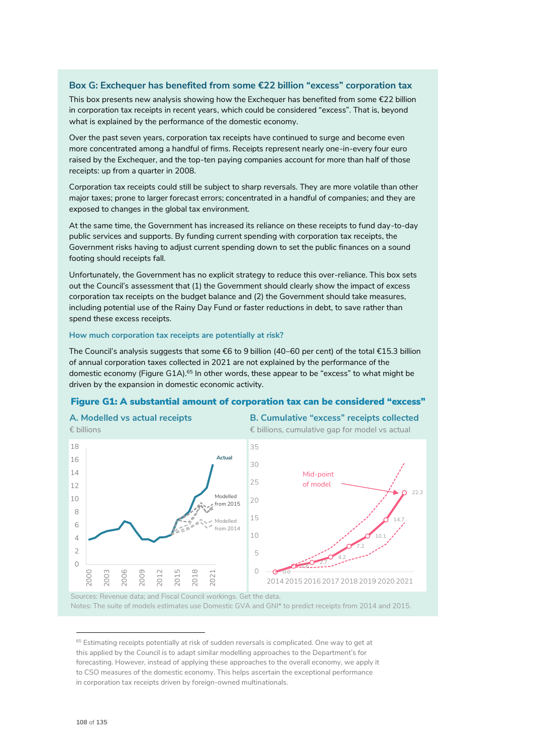## Box G: Exchequer has benefited from some €22 billion "excess" corporation tax

This box presents new analysis showing how the Exchequer has benefited from some €22 billion in corporation tax receipts in recent years, which could be considered "excess". That is, beyond what is explained by the performance of the domestic economy.

Over the past seven years, corporation tax receipts have continued to surge and become even more concentrated among a handful of firms. Receipts represent nearly one-in-every four euro raised by the Exchequer, and the top-ten paying companies account for more than half of those receipts: up from a quarter in 2008.

Corporation tax receipts could still be subject to sharp reversals. They are more volatile than other major taxes; prone to larger forecast errors; concentrated in a handful of companies; and they are exposed to changes in the global tax environment.

At the same time, the Government has increased its reliance on these receipts to fund day-to-day public services and supports. By funding current spending with corporation tax receipts, the Government risks having to adjust current spending down to set the public finances on a sound footing should receipts fall.

Unfortunately, the Government has no explicit strategy to reduce this over-reliance. This box sets out the Council's assessment that (1) the Government should clearly show the impact of excess corporation tax receipts on the budget balance and (2) the Government should take measures, including potential use of the Rainy Day Fund or faster reductions in debt, to save rather than spend these excess receipts.

### How much corporation tax receipts are potentially at risk?

The Council's analysis suggests that some €6 to 9 billion (40–60 per cent) of the total €15.3 billion of annual corporation taxes collected in 2021 are not explained by the performance of the domestic economy (Figure G1A).[65] In other words, these appear to be "excess" to what might be driven by the expansion in domestic economic activity.

**Figure G1: A substantial amount of corporation tax can be considered "excess"**

**A. Modelled vs actual receipts**
€ billions

**B. Cumulative "excess" receipts collected**
€ billions, cumulative gap for model vs actual

Sources: Revenue data; and Fiscal Council workings. Get the data.
Notes: The suite of models estimates use Domestic GVA and GNI* to predict receipts from 2014 and 2015.

[65] Estimating receipts potentially at risk of sudden reversals is complicated. One way to get at this applied by the Council is to adapt similar modelling approaches to the Department's for forecasting. However, instead of applying these approaches to the overall economy, we apply it to CSO measures of the domestic economy. This helps ascertain the exceptional performance in corporation tax receipts driven by foreign-owned multinationals.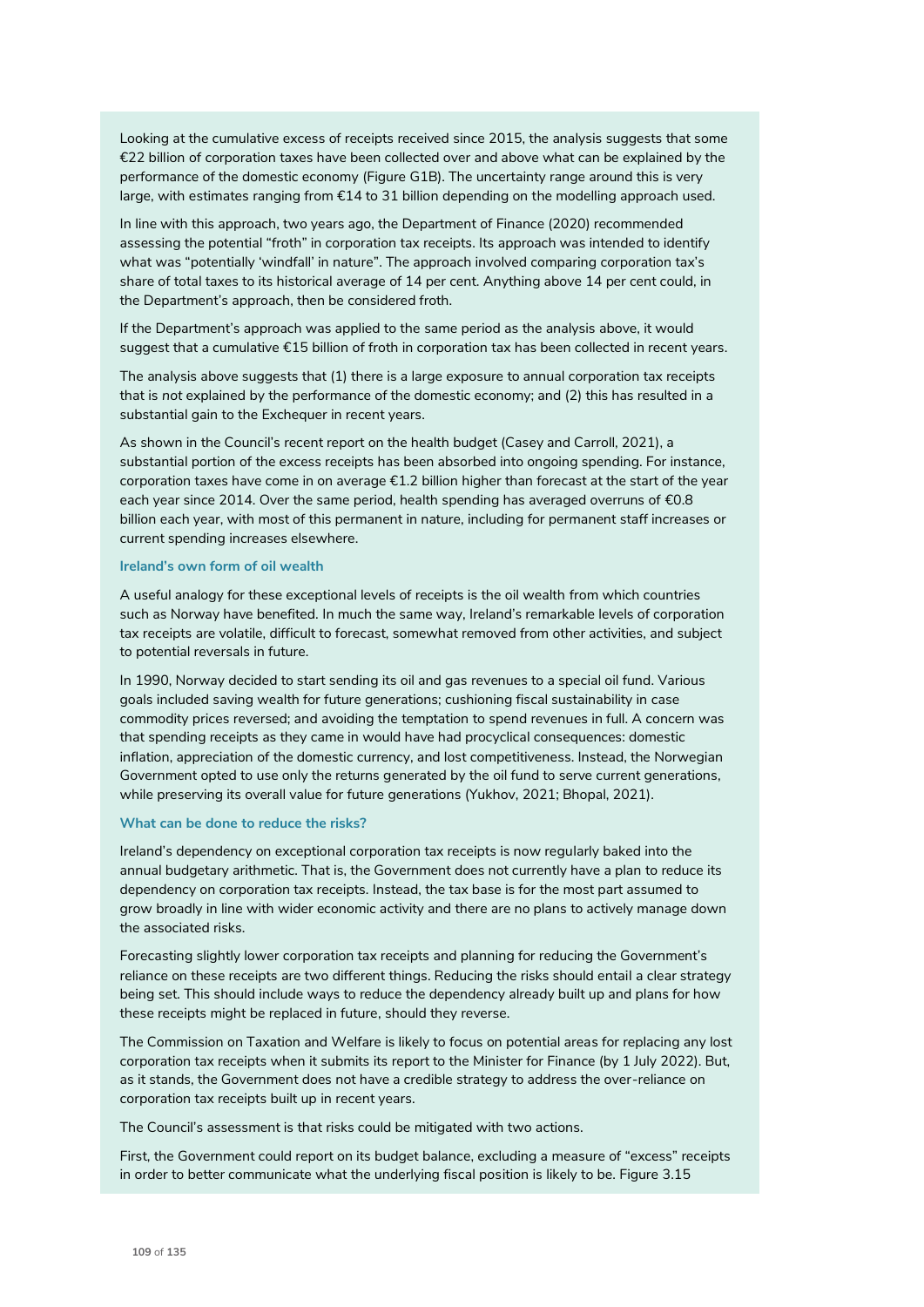Looking at the cumulative excess of receipts received since 2015, the analysis suggests that some €22 billion of corporation taxes have been collected over and above what can be explained by the performance of the domestic economy (Figure G1B). The uncertainty range around this is very large, with estimates ranging from €14 to 31 billion depending on the modelling approach used.

In line with this approach, two years ago, the Department of Finance (2020) recommended assessing the potential "froth" in corporation tax receipts. Its approach was intended to identify what was "potentially 'windfall' in nature". The approach involved comparing corporation tax's share of total taxes to its historical average of 14 per cent. Anything above 14 per cent could, in the Department's approach, then be considered froth.

If the Department's approach was applied to the same period as the analysis above, it would suggest that a cumulative €15 billion of froth in corporation tax has been collected in recent years.

The analysis above suggests that (1) there is a large exposure to annual corporation tax receipts that is not explained by the performance of the domestic economy; and (2) this has resulted in a substantial gain to the Exchequer in recent years.

As shown in the Council's recent report on the health budget (Casey and Carroll, 2021), a substantial portion of the excess receipts has been absorbed into ongoing spending. For instance, corporation taxes have come in on average €1.2 billion higher than forecast at the start of the year each year since 2014. Over the same period, health spending has averaged overruns of €0.8 billion each year, with most of this permanent in nature, including for permanent staff increases or current spending increases elsewhere.

#### Ireland's own form of oil wealth

A useful analogy for these exceptional levels of receipts is the oil wealth from which countries such as Norway have benefited. In much the same way, Ireland's remarkable levels of corporation tax receipts are volatile, difficult to forecast, somewhat removed from other activities, and subject to potential reversals in future.

In 1990, Norway decided to start sending its oil and gas revenues to a special oil fund. Various goals included saving wealth for future generations; cushioning fiscal sustainability in case commodity prices reversed; and avoiding the temptation to spend revenues in full. A concern was that spending receipts as they came in would have had procyclical consequences: domestic inflation, appreciation of the domestic currency, and lost competitiveness. Instead, the Norwegian Government opted to use only the returns generated by the oil fund to serve current generations, while preserving its overall value for future generations (Yukhov, 2021; Bhopal, 2021).

#### What can be done to reduce the risks?

Ireland's dependency on exceptional corporation tax receipts is now regularly baked into the annual budgetary arithmetic. That is, the Government does not currently have a plan to reduce its dependency on corporation tax receipts. Instead, the tax base is for the most part assumed to grow broadly in line with wider economic activity and there are no plans to actively manage down the associated risks.

Forecasting slightly lower corporation tax receipts and planning for reducing the Government's reliance on these receipts are two different things. Reducing the risks should entail a clear strategy being set. This should include ways to reduce the dependency already built up and plans for how these receipts might be replaced in future, should they reverse.

The Commission on Taxation and Welfare is likely to focus on potential areas for replacing any lost corporation tax receipts when it submits its report to the Minister for Finance (by 1 July 2022). But, as it stands, the Government does not have a credible strategy to address the over-reliance on corporation tax receipts built up in recent years.

The Council's assessment is that risks could be mitigated with two actions.

First, the Government could report on its budget balance, excluding a measure of "excess" receipts in order to better communicate what the underlying fiscal position is likely to be. Figure 3.15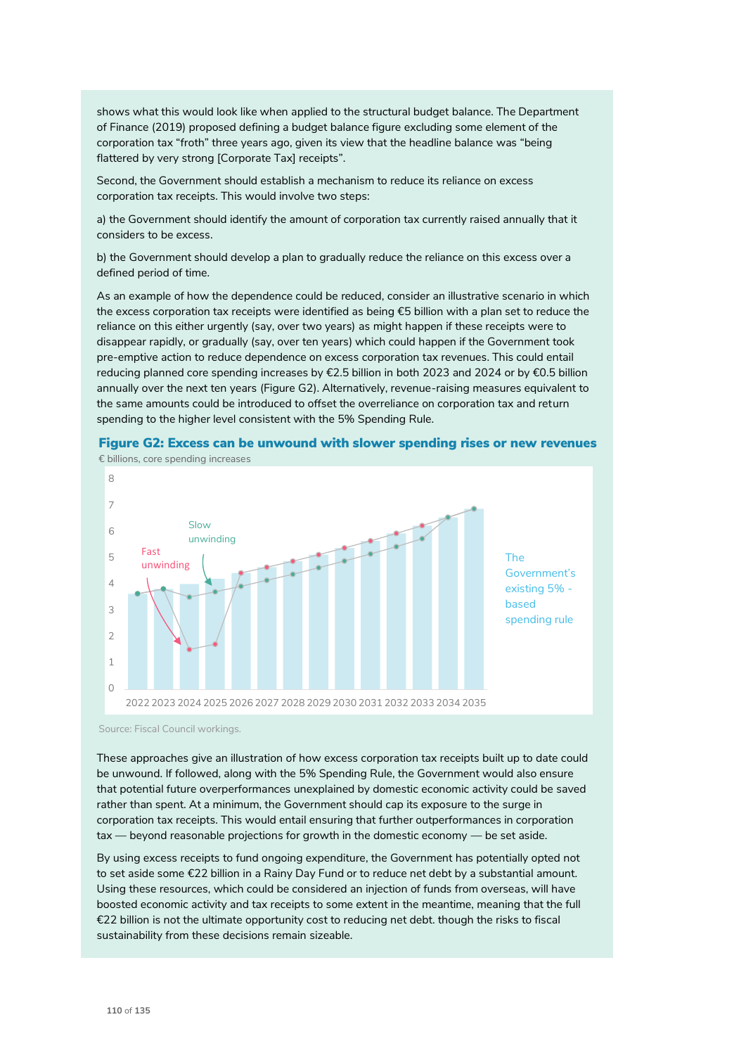shows what this would look like when applied to the structural budget balance. The Department of Finance (2019) proposed defining a budget balance figure excluding some element of the corporation tax "froth" three years ago, given its view that the headline balance was "being flattered by very strong [Corporate Tax] receipts".

Second, the Government should establish a mechanism to reduce its reliance on excess corporation tax receipts. This would involve two steps:

a) the Government should identify the amount of corporation tax currently raised annually that it considers to be excess.

b) the Government should develop a plan to gradually reduce the reliance on this excess over a defined period of time.

As an example of how the dependence could be reduced, consider an illustrative scenario in which the excess corporation tax receipts were identified as being €5 billion with a plan set to reduce the reliance on this either urgently (say, over two years) as might happen if these receipts were to disappear rapidly, or gradually (say, over ten years) which could happen if the Government took pre-emptive action to reduce dependence on excess corporation tax revenues. This could entail reducing planned core spending increases by €2.5 billion in both 2023 and 2024 or by €0.5 billion annually over the next ten years (Figure G2). Alternatively, revenue-raising measures equivalent to the same amounts could be introduced to offset the overreliance on corporation tax and return spending to the higher level consistent with the 5% Spending Rule.

**Figure G2: Excess can be unwound with slower spending rises or new revenues**

€ billions, core spending increases

8
7
6
5
4
3
2
1
0

2022 2023 2024 2025 2026 2027 2028 2029 2030 2031 2032 2033 2034 2035

Slow unwinding

Fast unwinding

The Government's existing 5% - based spending rule

Source: Fiscal Council workings.

These approaches give an illustration of how excess corporation tax receipts built up to date could be unwound. If followed, along with the 5% Spending Rule, the Government would also ensure that potential future overperformances unexplained by domestic economic activity could be saved rather than spent. At a minimum, the Government should cap its exposure to the surge in corporation tax receipts. This would entail ensuring that further outperformances in corporation tax — beyond reasonable projections for growth in the domestic economy — be set aside.

By using excess receipts to fund ongoing expenditure, the Government has potentially opted not to set aside some €22 billion in a Rainy Day Fund or to reduce net debt by a substantial amount. Using these resources, which could be considered an injection of funds from overseas, will have boosted economic activity and tax receipts to some extent in the meantime, meaning that the full €22 billion is not the ultimate opportunity cost to reducing net debt. though the risks to fiscal sustainability from these decisions remain sizeable.